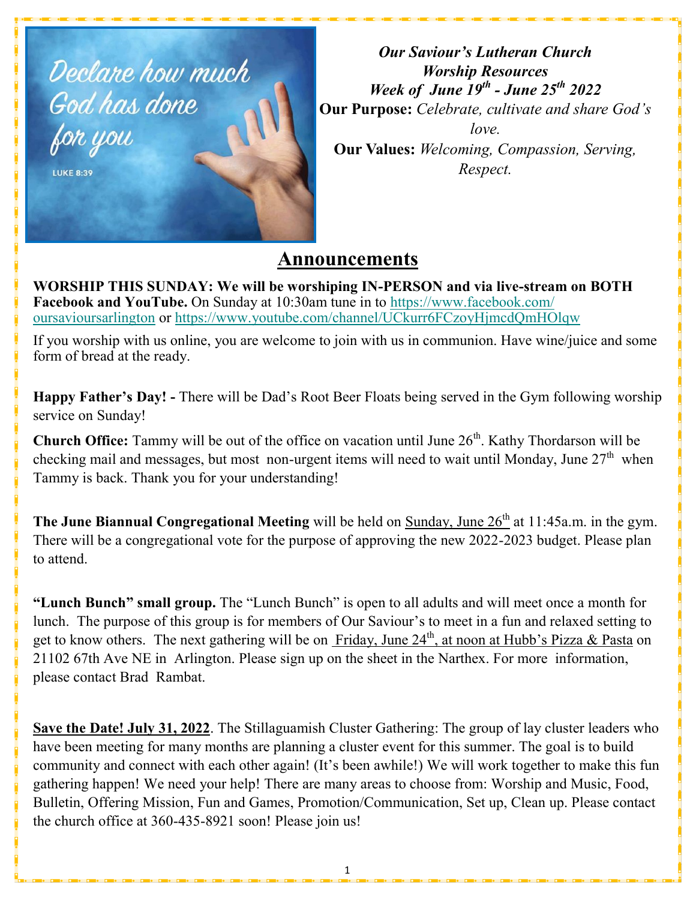*Our Saviour's Lutheran Church*
*Worship Resources*
*Week of June 19th - June 25th 2022*

**Our Purpose:** *Celebrate, cultivate and share God's love.*

**Our Values:** *Welcoming, Compassion, Serving, Respect.*

## Announcements

**WORSHIP THIS SUNDAY: We will be worshiping IN-PERSON and via live-stream on BOTH Facebook and YouTube.** On Sunday at 10:30am tune in to https://www.facebook.com/oursavioursarlington or https://www.youtube.com/channel/UCkurr6FCzoyHjmcdQmHOlqw

If you worship with us online, you are welcome to join with us in communion. Have wine/juice and some form of bread at the ready.

**Happy Father's Day! -** There will be Dad's Root Beer Floats being served in the Gym following worship service on Sunday!

**Church Office:** Tammy will be out of the office on vacation until June 26th. Kathy Thordarson will be checking mail and messages, but most non-urgent items will need to wait until Monday, June 27th when Tammy is back. Thank you for your understanding!

**The June Biannual Congregational Meeting** will be held on Sunday, June 26th at 11:45a.m. in the gym. There will be a congregational vote for the purpose of approving the new 2022-2023 budget. Please plan to attend.

**"Lunch Bunch" small group.** The "Lunch Bunch" is open to all adults and will meet once a month for lunch. The purpose of this group is for members of Our Saviour's to meet in a fun and relaxed setting to get to know others. The next gathering will be on Friday, June 24th, at noon at Hubb's Pizza & Pasta on 21102 67th Ave NE in Arlington. Please sign up on the sheet in the Narthex. For more information, please contact Brad Rambat.

**Save the Date! July 31, 2022**. The Stillaguamish Cluster Gathering: The group of lay cluster leaders who have been meeting for many months are planning a cluster event for this summer. The goal is to build community and connect with each other again! (It's been awhile!) We will work together to make this fun gathering happen! We need your help! There are many areas to choose from: Worship and Music, Food, Bulletin, Offering Mission, Fun and Games, Promotion/Communication, Set up, Clean up. Please contact the church office at 360-435-8921 soon! Please join us!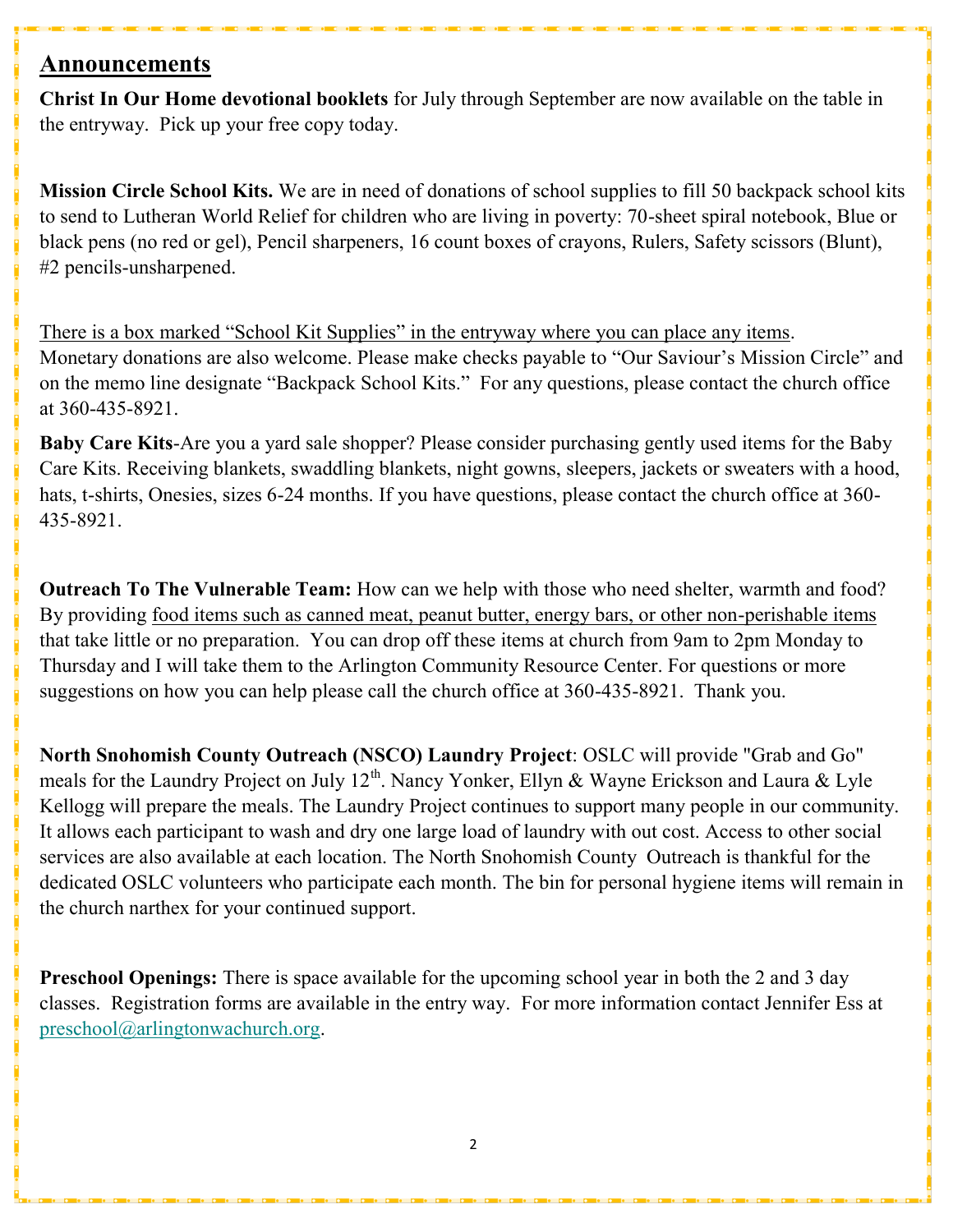## Announcements

**Christ In Our Home devotional booklets** for July through September are now available on the table in the entryway. Pick up your free copy today.

**Mission Circle School Kits.** We are in need of donations of school supplies to fill 50 backpack school kits to send to Lutheran World Relief for children who are living in poverty: 70-sheet spiral notebook, Blue or black pens (no red or gel), Pencil sharpeners, 16 count boxes of crayons, Rulers, Safety scissors (Blunt), #2 pencils-unsharpened.

There is a box marked "School Kit Supplies" in the entryway where you can place any items. Monetary donations are also welcome. Please make checks payable to "Our Saviour's Mission Circle" and on the memo line designate "Backpack School Kits." For any questions, please contact the church office at 360-435-8921.

**Baby Care Kits**-Are you a yard sale shopper? Please consider purchasing gently used items for the Baby Care Kits. Receiving blankets, swaddling blankets, night gowns, sleepers, jackets or sweaters with a hood, hats, t-shirts, Onesies, sizes 6-24 months. If you have questions, please contact the church office at 360-435-8921.

**Outreach To The Vulnerable Team:** How can we help with those who need shelter, warmth and food? By providing food items such as canned meat, peanut butter, energy bars, or other non-perishable items that take little or no preparation. You can drop off these items at church from 9am to 2pm Monday to Thursday and I will take them to the Arlington Community Resource Center. For questions or more suggestions on how you can help please call the church office at 360-435-8921. Thank you.

**North Snohomish County Outreach (NSCO) Laundry Project**: OSLC will provide "Grab and Go" meals for the Laundry Project on July 12th. Nancy Yonker, Ellyn & Wayne Erickson and Laura & Lyle Kellogg will prepare the meals. The Laundry Project continues to support many people in our community. It allows each participant to wash and dry one large load of laundry with out cost. Access to other social services are also available at each location. The North Snohomish County Outreach is thankful for the dedicated OSLC volunteers who participate each month. The bin for personal hygiene items will remain in the church narthex for your continued support.

**Preschool Openings:** There is space available for the upcoming school year in both the 2 and 3 day classes. Registration forms are available in the entry way. For more information contact Jennifer Ess at preschool@arlingtonwachurch.org.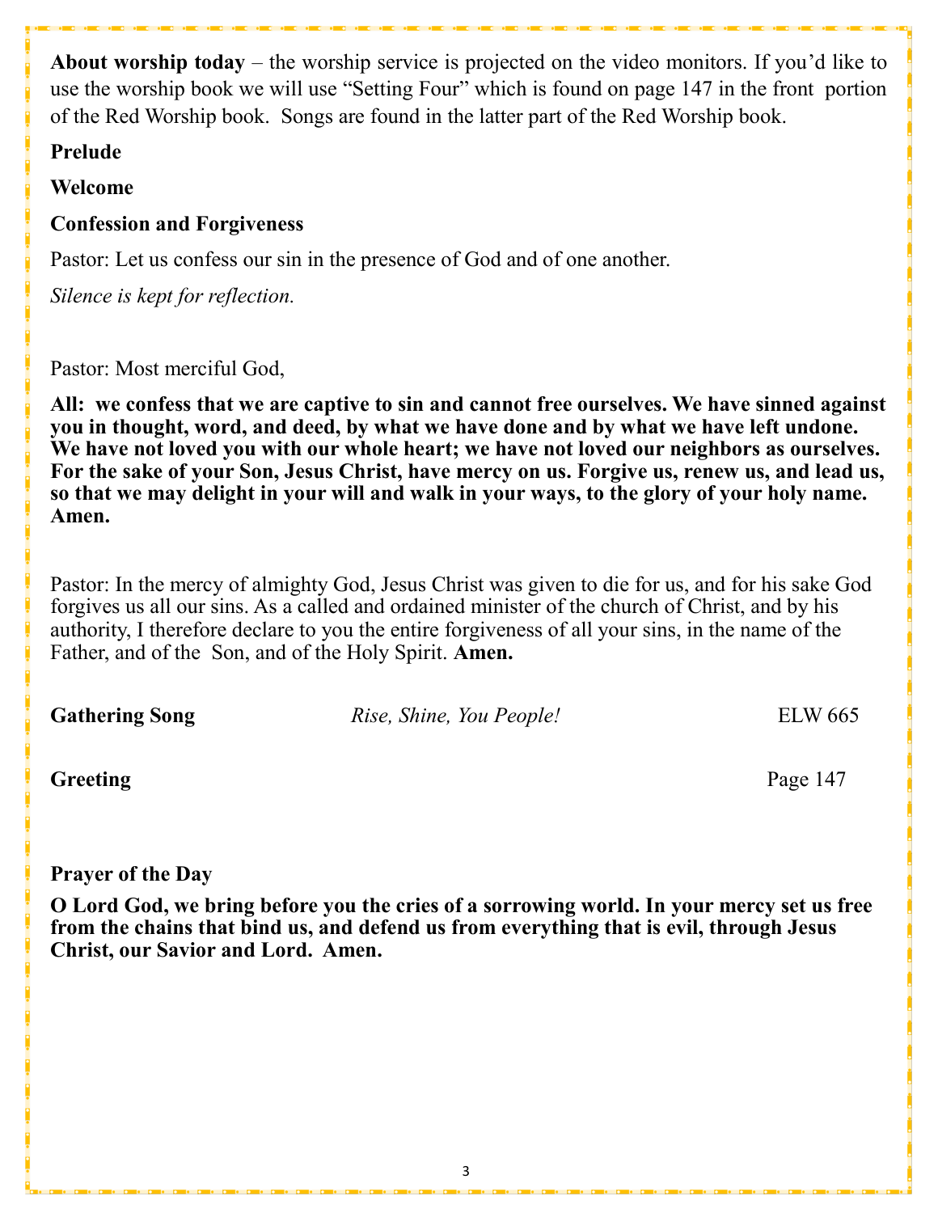**About worship today** – the worship service is projected on the video monitors. If you'd like to use the worship book we will use "Setting Four" which is found on page 147 in the front portion of the Red Worship book. Songs are found in the latter part of the Red Worship book.

**Prelude**

**Welcome**

**Confession and Forgiveness**

Pastor: Let us confess our sin in the presence of God and of one another.

*Silence is kept for reflection.*

Pastor: Most merciful God,

**All: we confess that we are captive to sin and cannot free ourselves. We have sinned against you in thought, word, and deed, by what we have done and by what we have left undone. We have not loved you with our whole heart; we have not loved our neighbors as ourselves. For the sake of your Son, Jesus Christ, have mercy on us. Forgive us, renew us, and lead us, so that we may delight in your will and walk in your ways, to the glory of your holy name. Amen.**

Pastor: In the mercy of almighty God, Jesus Christ was given to die for us, and for his sake God forgives us all our sins. As a called and ordained minister of the church of Christ, and by his authority, I therefore declare to you the entire forgiveness of all your sins, in the name of the Father, and of the Son, and of the Holy Spirit. **Amen.**

**Gathering Song** *Rise, Shine, You People!* ELW 665

**Greeting** Page 147

**Prayer of the Day**

**O Lord God, we bring before you the cries of a sorrowing world. In your mercy set us free from the chains that bind us, and defend us from everything that is evil, through Jesus Christ, our Savior and Lord. Amen.**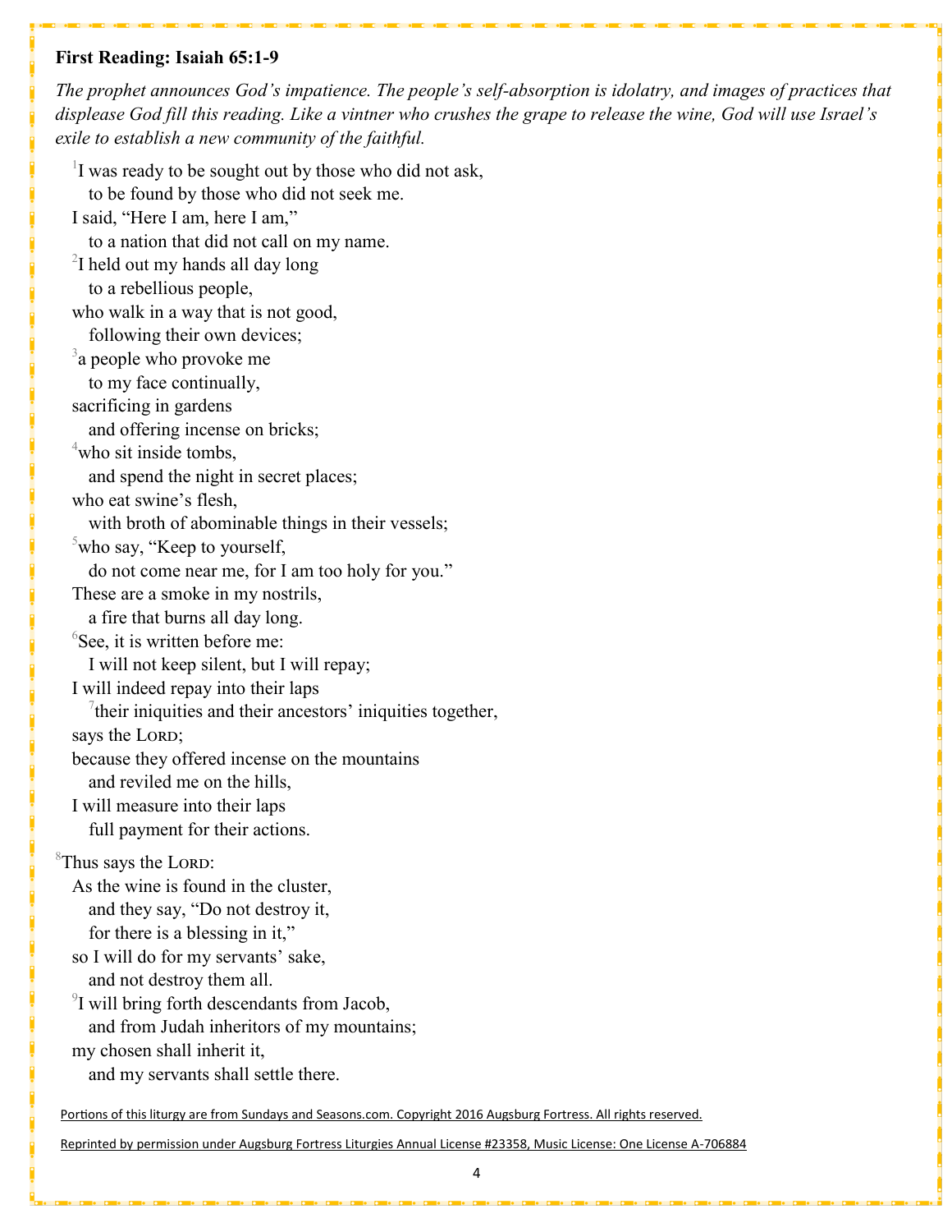**First Reading: Isaiah 65:1-9**

*The prophet announces God's impatience. The people's self-absorption is idolatry, and images of practices that displease God fill this reading. Like a vintner who crushes the grape to release the wine, God will use Israel's exile to establish a new community of the faithful.*

[1]I was ready to be sought out by those who did not ask,
to be found by those who did not seek me.
I said, "Here I am, here I am,"
to a nation that did not call on my name.
[2]I held out my hands all day long
to a rebellious people,
who walk in a way that is not good,
following their own devices;
[3]a people who provoke me
to my face continually,
sacrificing in gardens
and offering incense on bricks;
[4]who sit inside tombs,
and spend the night in secret places;
who eat swine's flesh,
with broth of abominable things in their vessels;
[5]who say, "Keep to yourself,
do not come near me, for I am too holy for you."
These are a smoke in my nostrils,
a fire that burns all day long.
[6]See, it is written before me:
I will not keep silent, but I will repay;
I will indeed repay into their laps
[7]their iniquities and their ancestors' iniquities together,
says the LORD;
because they offered incense on the mountains
and reviled me on the hills,
I will measure into their laps
full payment for their actions.

[8]Thus says the LORD:
As the wine is found in the cluster,
and they say, "Do not destroy it,
for there is a blessing in it,"
so I will do for my servants' sake,
and not destroy them all.
[9]I will bring forth descendants from Jacob,
and from Judah inheritors of my mountains;
my chosen shall inherit it,
and my servants shall settle there.

Portions of this liturgy are from Sundays and Seasons.com. Copyright 2016 Augsburg Fortress. All rights reserved.

Reprinted by permission under Augsburg Fortress Liturgies Annual License #23358, Music License: One License A-706884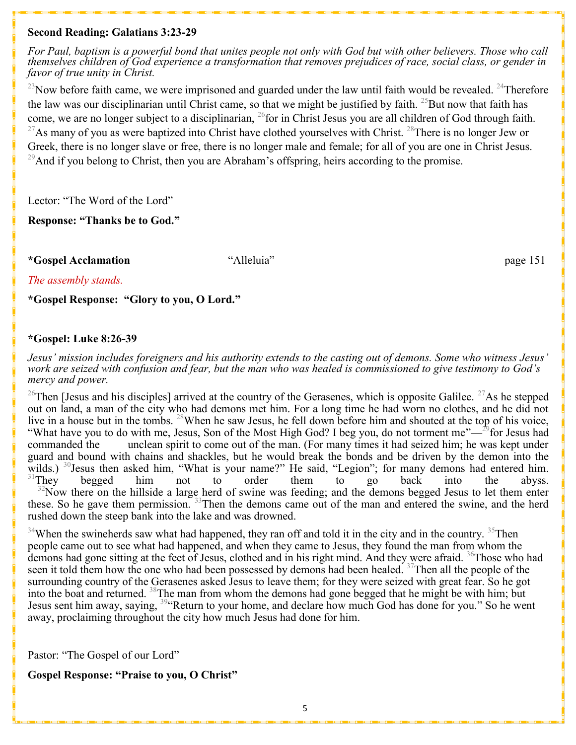**Second Reading: Galatians 3:23-29**

*For Paul, baptism is a powerful bond that unites people not only with God but with other believers. Those who call themselves children of God experience a transformation that removes prejudices of race, social class, or gender in favor of true unity in Christ.*

[23]Now before faith came, we were imprisoned and guarded under the law until faith would be revealed. [24]Therefore the law was our disciplinarian until Christ came, so that we might be justified by faith. [25]But now that faith has come, we are no longer subject to a disciplinarian, [26]for in Christ Jesus you are all children of God through faith. [27]As many of you as were baptized into Christ have clothed yourselves with Christ. [28]There is no longer Jew or Greek, there is no longer slave or free, there is no longer male and female; for all of you are one in Christ Jesus. [29]And if you belong to Christ, then you are Abraham's offspring, heirs according to the promise.

Lector: "The Word of the Lord"

**Response: "Thanks be to God."**

**\*Gospel Acclamation** "Alleluia" page 151

*The assembly stands.*

**\*Gospel Response: "Glory to you, O Lord."**

**\*Gospel: Luke 8:26-39**

*Jesus' mission includes foreigners and his authority extends to the casting out of demons. Some who witness Jesus' work are seized with confusion and fear, but the man who was healed is commissioned to give testimony to God's mercy and power.*

[26]Then [Jesus and his disciples] arrived at the country of the Gerasenes, which is opposite Galilee. [27]As he stepped out on land, a man of the city who had demons met him. For a long time he had worn no clothes, and he did not live in a house but in the tombs. [28]When he saw Jesus, he fell down before him and shouted at the top of his voice, "What have you to do with me, Jesus, Son of the Most High God? I beg you, do not torment me"—[29]for Jesus had commanded the unclean spirit to come out of the man. (For many times it had seized him; he was kept under guard and bound with chains and shackles, but he would break the bonds and be driven by the demon into the wilds.) [30]Jesus then asked him, "What is your name?" He said, "Legion"; for many demons had entered him. [31]They begged him not to order them to go back into the abyss. [32]Now there on the hillside a large herd of swine was feeding; and the demons begged Jesus to let them enter these. So he gave them permission. [33]Then the demons came out of the man and entered the swine, and the herd rushed down the steep bank into the lake and was drowned.

[34]When the swineherds saw what had happened, they ran off and told it in the city and in the country. [35]Then people came out to see what had happened, and when they came to Jesus, they found the man from whom the demons had gone sitting at the feet of Jesus, clothed and in his right mind. And they were afraid. [36]Those who had seen it told them how the one who had been possessed by demons had been healed. [37]Then all the people of the surrounding country of the Gerasenes asked Jesus to leave them; for they were seized with great fear. So he got into the boat and returned. [38]The man from whom the demons had gone begged that he might be with him; but Jesus sent him away, saying, [39]"Return to your home, and declare how much God has done for you." So he went away, proclaiming throughout the city how much Jesus had done for him.

Pastor: "The Gospel of our Lord"

**Gospel Response: "Praise to you, O Christ"**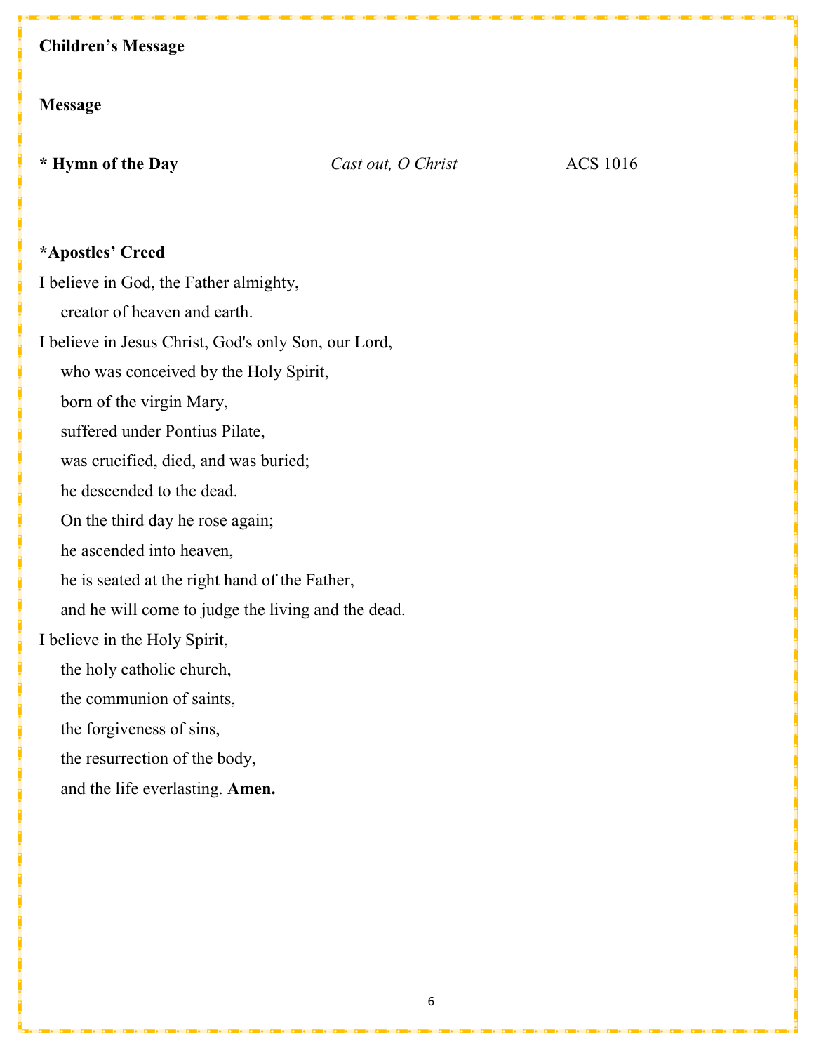**Children's Message**

**Message**

**\* Hymn of the Day** *Cast out, O Christ* ACS 1016

**\*Apostles' Creed**

I believe in God, the Father almighty,
  creator of heaven and earth.
I believe in Jesus Christ, God's only Son, our Lord,
  who was conceived by the Holy Spirit,
  born of the virgin Mary,
  suffered under Pontius Pilate,
  was crucified, died, and was buried;
  he descended to the dead.
  On the third day he rose again;
  he ascended into heaven,
  he is seated at the right hand of the Father,
  and he will come to judge the living and the dead.
I believe in the Holy Spirit,
  the holy catholic church,
  the communion of saints,
  the forgiveness of sins,
  the resurrection of the body,
  and the life everlasting. **Amen.**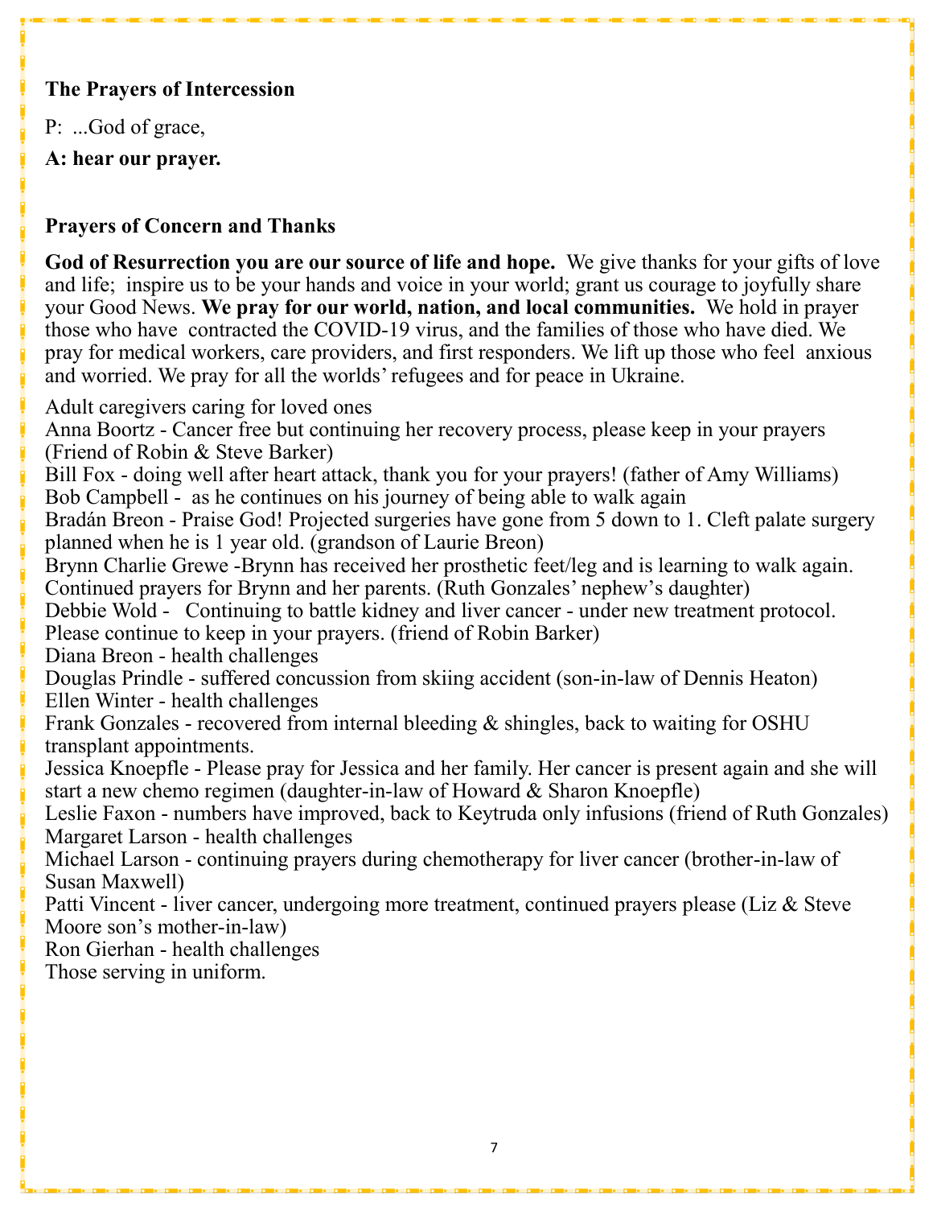**The Prayers of Intercession**

P: ...God of grace,

**A: hear our prayer.**

**Prayers of Concern and Thanks**

**God of Resurrection you are our source of life and hope.** We give thanks for your gifts of love and life; inspire us to be your hands and voice in your world; grant us courage to joyfully share your Good News. **We pray for our world, nation, and local communities.** We hold in prayer those who have contracted the COVID-19 virus, and the families of those who have died. We pray for medical workers, care providers, and first responders. We lift up those who feel anxious and worried. We pray for all the worlds' refugees and for peace in Ukraine.

Adult caregivers caring for loved ones
Anna Boortz - Cancer free but continuing her recovery process, please keep in your prayers (Friend of Robin & Steve Barker)
Bill Fox - doing well after heart attack, thank you for your prayers! (father of Amy Williams)
Bob Campbell - as he continues on his journey of being able to walk again
Bradán Breon - Praise God! Projected surgeries have gone from 5 down to 1. Cleft palate surgery planned when he is 1 year old. (grandson of Laurie Breon)
Brynn Charlie Grewe -Brynn has received her prosthetic feet/leg and is learning to walk again. Continued prayers for Brynn and her parents. (Ruth Gonzales' nephew's daughter)
Debbie Wold - Continuing to battle kidney and liver cancer - under new treatment protocol. Please continue to keep in your prayers. (friend of Robin Barker)
Diana Breon - health challenges
Douglas Prindle - suffered concussion from skiing accident (son-in-law of Dennis Heaton)
Ellen Winter - health challenges
Frank Gonzales - recovered from internal bleeding & shingles, back to waiting for OSHU transplant appointments.
Jessica Knoepfle - Please pray for Jessica and her family. Her cancer is present again and she will start a new chemo regimen (daughter-in-law of Howard & Sharon Knoepfle)
Leslie Faxon - numbers have improved, back to Keytruda only infusions (friend of Ruth Gonzales)
Margaret Larson - health challenges
Michael Larson - continuing prayers during chemotherapy for liver cancer (brother-in-law of Susan Maxwell)
Patti Vincent - liver cancer, undergoing more treatment, continued prayers please (Liz & Steve Moore son's mother-in-law)
Ron Gierhan - health challenges
Those serving in uniform.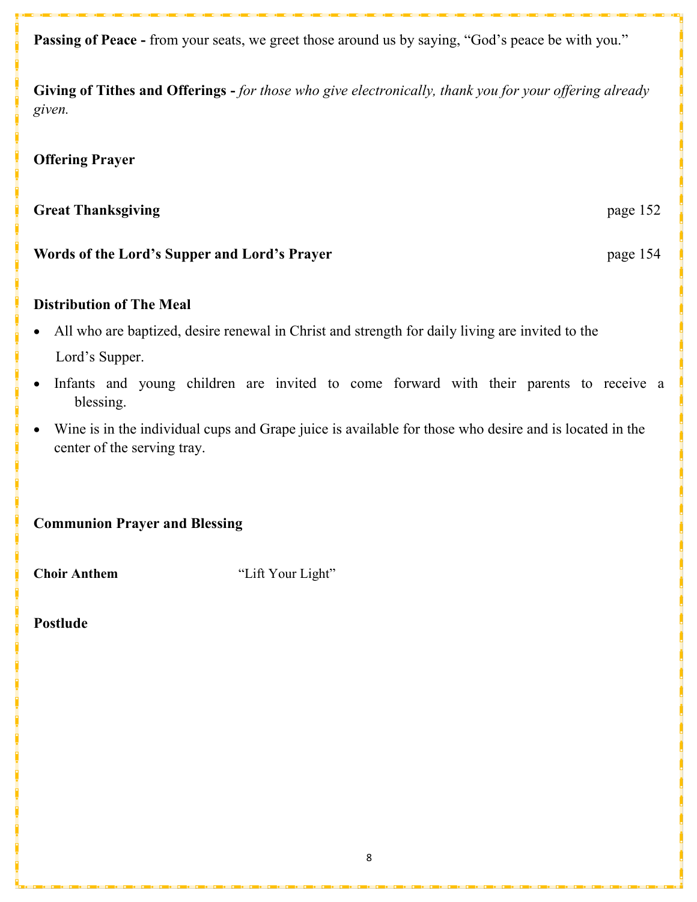**Passing of Peace -** from your seats, we greet those around us by saying, "God's peace be with you."

**Giving of Tithes and Offerings -** *for those who give electronically, thank you for your offering already given.*

**Offering Prayer**

**Great Thanksgiving** page 152

**Words of the Lord's Supper and Lord's Prayer** page 154

**Distribution of The Meal**

- All who are baptized, desire renewal in Christ and strength for daily living are invited to the Lord's Supper.
- Infants and young children are invited to come forward with their parents to receive a blessing.
- Wine is in the individual cups and Grape juice is available for those who desire and is located in the center of the serving tray.

**Communion Prayer and Blessing**

**Choir Anthem** "Lift Your Light"

**Postlude**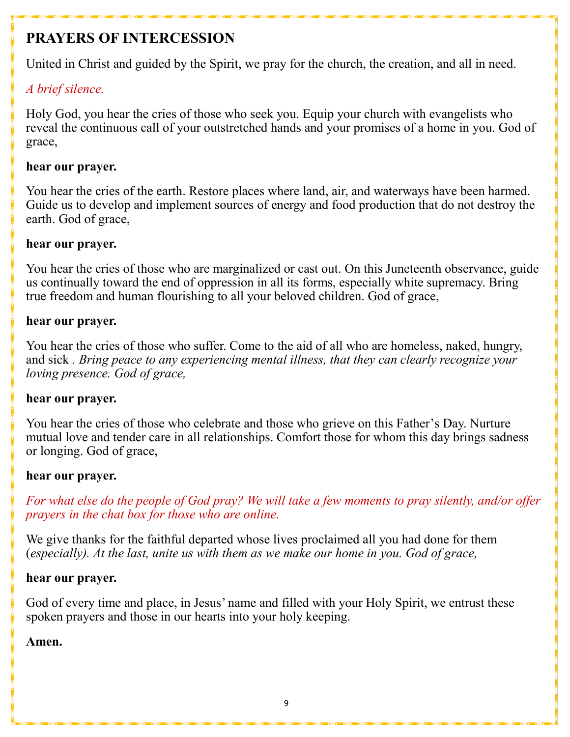# PRAYERS OF INTERCESSION

United in Christ and guided by the Spirit, we pray for the church, the creation, and all in need.

*A brief silence.*

Holy God, you hear the cries of those who seek you. Equip your church with evangelists who reveal the continuous call of your outstretched hands and your promises of a home in you. God of grace,

**hear our prayer.**

You hear the cries of the earth. Restore places where land, air, and waterways have been harmed. Guide us to develop and implement sources of energy and food production that do not destroy the earth. God of grace,

**hear our prayer.**

You hear the cries of those who are marginalized or cast out. On this Juneteenth observance, guide us continually toward the end of oppression in all its forms, especially white supremacy. Bring true freedom and human flourishing to all your beloved children. God of grace,

**hear our prayer.**

You hear the cries of those who suffer. Come to the aid of all who are homeless, naked, hungry, and sick . *Bring peace to any experiencing mental illness, that they can clearly recognize your loving presence. God of grace,*

**hear our prayer.**

You hear the cries of those who celebrate and those who grieve on this Father's Day. Nurture mutual love and tender care in all relationships. Comfort those for whom this day brings sadness or longing. God of grace,

**hear our prayer.**

*For what else do the people of God pray? We will take a few moments to pray silently, and/or offer prayers in the chat box for those who are online.*

We give thanks for the faithful departed whose lives proclaimed all you had done for them (*especially). At the last, unite us with them as we make our home in you. God of grace,*

**hear our prayer.**

God of every time and place, in Jesus' name and filled with your Holy Spirit, we entrust these spoken prayers and those in our hearts into your holy keeping.

**Amen.**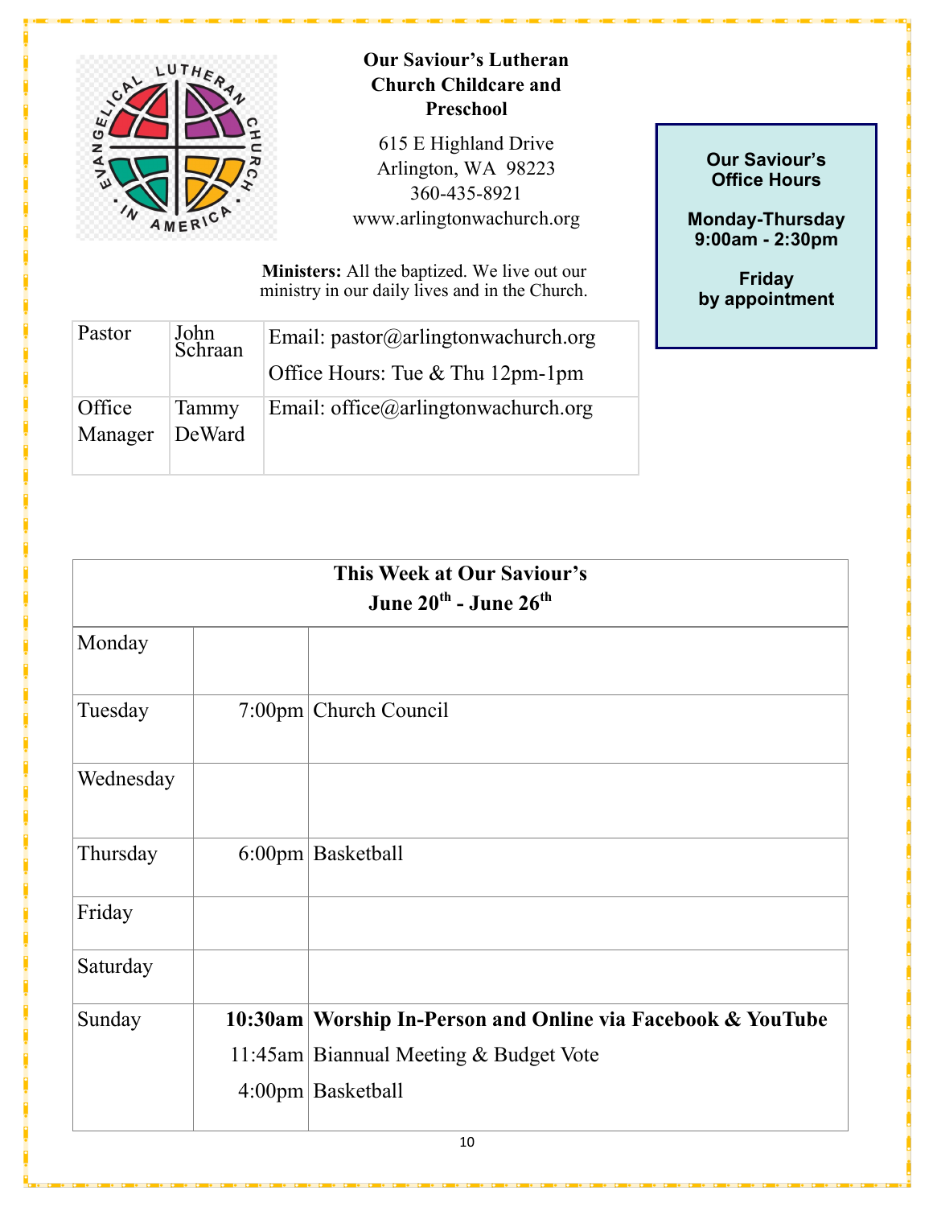**Our Saviour's Lutheran Church Childcare and Preschool**

615 E Highland Drive
Arlington, WA 98223
360-435-8921
www.arlingtonwachurch.org

**Ministers:** All the baptized. We live out our ministry in our daily lives and in the Church.

| | | |
|---|---|---|
| Pastor | John Schraan | Email: pastor@arlingtonwachurch.org<br>Office Hours: Tue & Thu 12pm-1pm |
| Office Manager | Tammy DeWard | Email: office@arlingtonwachurch.org |

**Our Saviour's Office Hours**

**Monday-Thursday 9:00am - 2:30pm**

**Friday by appointment**

| This Week at Our Saviour's June 20th - June 26th | | |
|---|---|---|
| Monday | | |
| Tuesday | 7:00pm | Church Council |
| Wednesday | | |
| Thursday | 6:00pm | Basketball |
| Friday | | |
| Saturday | | |
| Sunday | **10:30am**<br>11:45am<br>4:00pm | **Worship In-Person and Online via Facebook & YouTube**<br>Biannual Meeting & Budget Vote<br>Basketball |